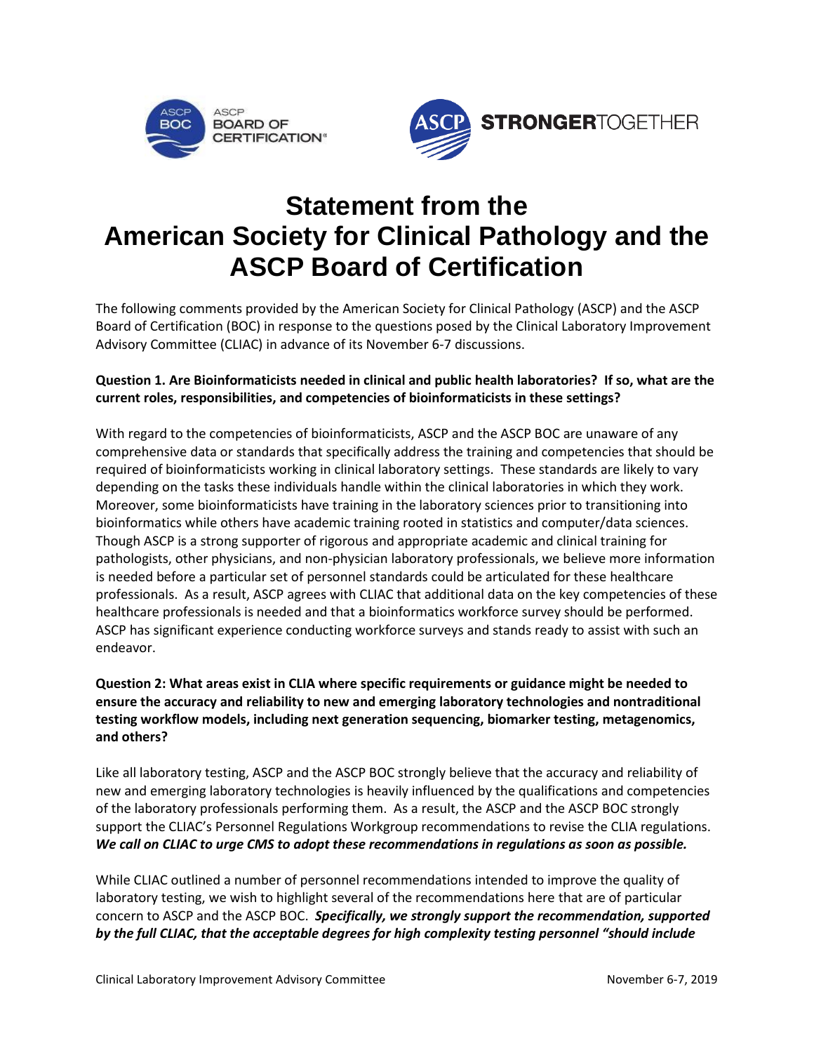# Statement from the American Society for Clinical Pathology and the ASCP Board of Certification

The following comments provided by the American Society for Clinical Pathology (ASCP) and the ASCP Board of Certification (BOC) in response to the questions posed by the Clinical Laboratory Improvement Advisory Committee (CLIAC) in advance of its November 6-7 discussions.

**Question 1. Are Bioinformaticists needed in clinical and public health laboratories? If so, what are the current roles, responsibilities, and competencies of bioinformaticists in these settings?**

With regard to the competencies of bioinformaticists, ASCP and the ASCP BOC are unaware of any comprehensive data or standards that specifically address the training and competencies that should be required of bioinformaticists working in clinical laboratory settings. These standards are likely to vary depending on the tasks these individuals handle within the clinical laboratories in which they work. Moreover, some bioinformaticists have training in the laboratory sciences prior to transitioning into bioinformatics while others have academic training rooted in statistics and computer/data sciences. Though ASCP is a strong supporter of rigorous and appropriate academic and clinical training for pathologists, other physicians, and non-physician laboratory professionals, we believe more information is needed before a particular set of personnel standards could be articulated for these healthcare professionals. As a result, ASCP agrees with CLIAC that additional data on the key competencies of these healthcare professionals is needed and that a bioinformatics workforce survey should be performed. ASCP has significant experience conducting workforce surveys and stands ready to assist with such an endeavor.

**Question 2: What areas exist in CLIA where specific requirements or guidance might be needed to ensure the accuracy and reliability to new and emerging laboratory technologies and nontraditional testing workflow models, including next generation sequencing, biomarker testing, metagenomics, and others?**

Like all laboratory testing, ASCP and the ASCP BOC strongly believe that the accuracy and reliability of new and emerging laboratory technologies is heavily influenced by the qualifications and competencies of the laboratory professionals performing them. As a result, the ASCP and the ASCP BOC strongly support the CLIAC's Personnel Regulations Workgroup recommendations to revise the CLIA regulations. ***We call on CLIAC to urge CMS to adopt these recommendations in regulations as soon as possible.***

While CLIAC outlined a number of personnel recommendations intended to improve the quality of laboratory testing, we wish to highlight several of the recommendations here that are of particular concern to ASCP and the ASCP BOC. ***Specifically, we strongly support the recommendation, supported by the full CLIAC, that the acceptable degrees for high complexity testing personnel "should include***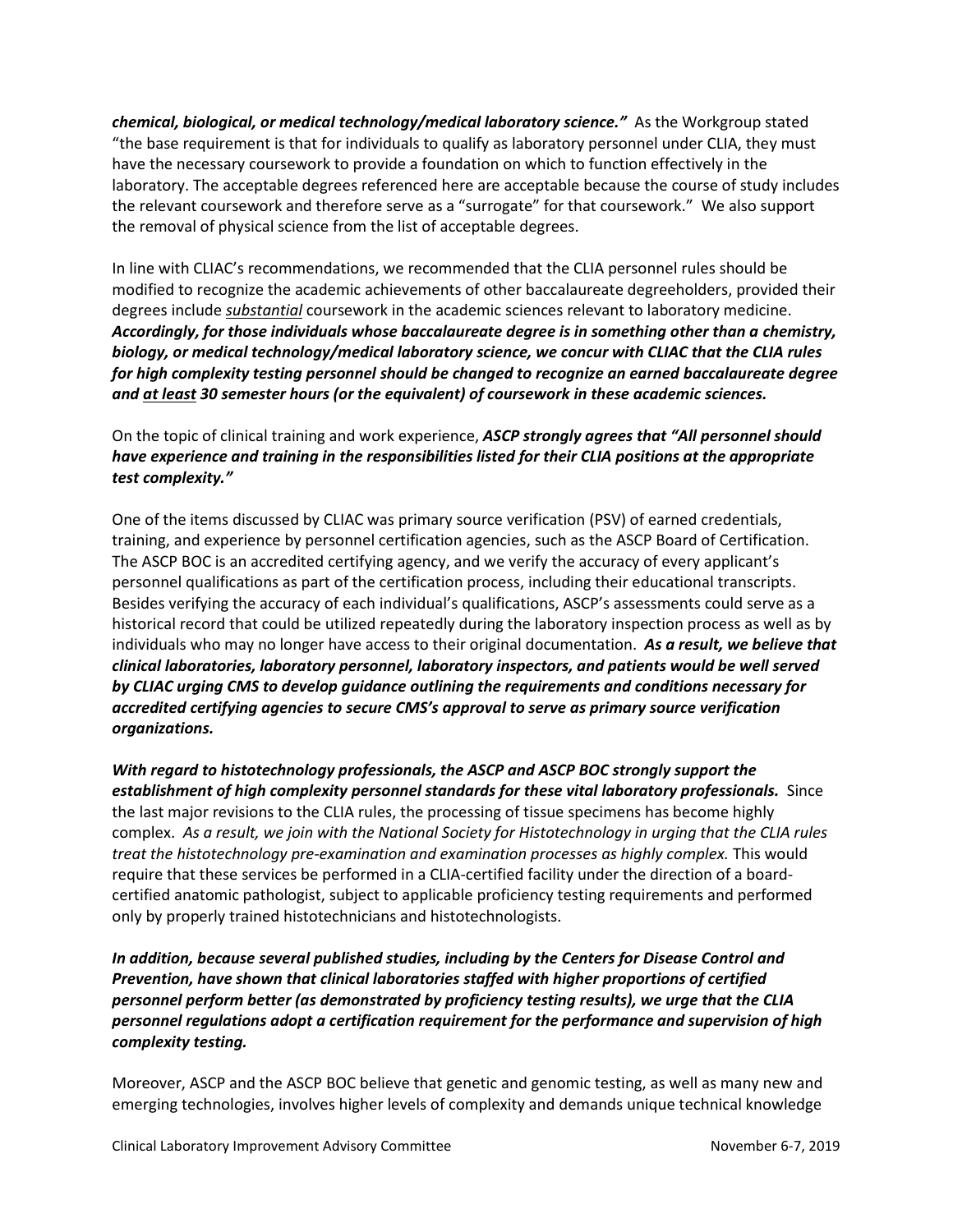***chemical, biological, or medical technology/medical laboratory science."*** As the Workgroup stated "the base requirement is that for individuals to qualify as laboratory personnel under CLIA, they must have the necessary coursework to provide a foundation on which to function effectively in the laboratory. The acceptable degrees referenced here are acceptable because the course of study includes the relevant coursework and therefore serve as a "surrogate" for that coursework." We also support the removal of physical science from the list of acceptable degrees.

In line with CLIAC's recommendations, we recommended that the CLIA personnel rules should be modified to recognize the academic achievements of other baccalaureate degreeholders, provided their degrees include *<u>substantial</u>* coursework in the academic sciences relevant to laboratory medicine. ***Accordingly, for those individuals whose baccalaureate degree is in something other than a chemistry, biology, or medical technology/medical laboratory science, we concur with CLIAC that the CLIA rules for high complexity testing personnel should be changed to recognize an earned baccalaureate degree and <u>at least</u> 30 semester hours (or the equivalent) of coursework in these academic sciences.***

On the topic of clinical training and work experience, ***ASCP strongly agrees that "All personnel should have experience and training in the responsibilities listed for their CLIA positions at the appropriate test complexity."***

One of the items discussed by CLIAC was primary source verification (PSV) of earned credentials, training, and experience by personnel certification agencies, such as the ASCP Board of Certification. The ASCP BOC is an accredited certifying agency, and we verify the accuracy of every applicant's personnel qualifications as part of the certification process, including their educational transcripts. Besides verifying the accuracy of each individual's qualifications, ASCP's assessments could serve as a historical record that could be utilized repeatedly during the laboratory inspection process as well as by individuals who may no longer have access to their original documentation. ***As a result, we believe that clinical laboratories, laboratory personnel, laboratory inspectors, and patients would be well served by CLIAC urging CMS to develop guidance outlining the requirements and conditions necessary for accredited certifying agencies to secure CMS's approval to serve as primary source verification organizations.***

***With regard to histotechnology professionals, the ASCP and ASCP BOC strongly support the establishment of high complexity personnel standards for these vital laboratory professionals.*** Since the last major revisions to the CLIA rules, the processing of tissue specimens has become highly complex. *As a result, we join with the National Society for Histotechnology in urging that the CLIA rules treat the histotechnology pre-examination and examination processes as highly complex.* This would require that these services be performed in a CLIA-certified facility under the direction of a board-certified anatomic pathologist, subject to applicable proficiency testing requirements and performed only by properly trained histotechnicians and histotechnologists.

***In addition, because several published studies, including by the Centers for Disease Control and Prevention, have shown that clinical laboratories staffed with higher proportions of certified personnel perform better (as demonstrated by proficiency testing results), we urge that the CLIA personnel regulations adopt a certification requirement for the performance and supervision of high complexity testing.***

Moreover, ASCP and the ASCP BOC believe that genetic and genomic testing, as well as many new and emerging technologies, involves higher levels of complexity and demands unique technical knowledge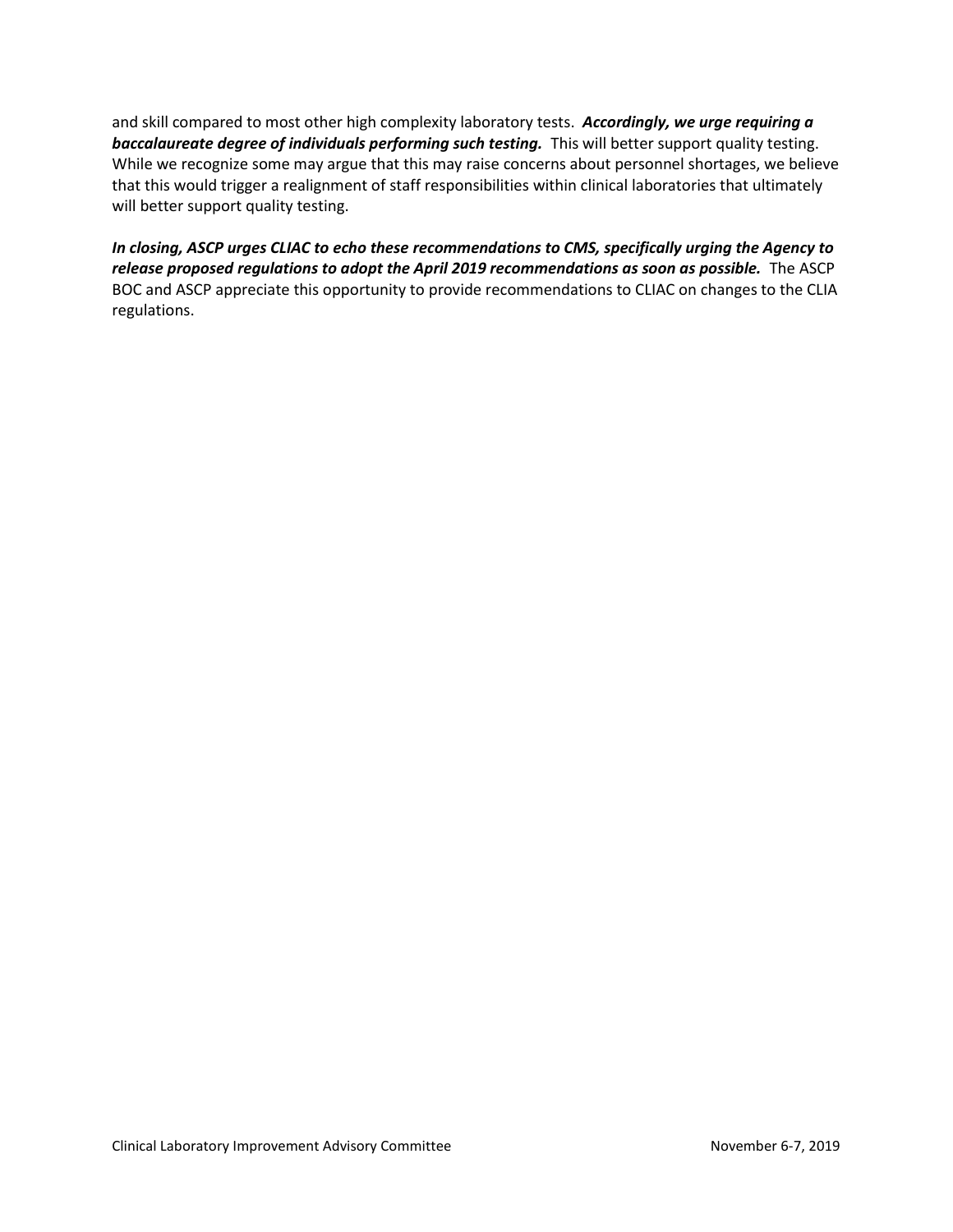and skill compared to most other high complexity laboratory tests. ***Accordingly, we urge requiring a baccalaureate degree of individuals performing such testing.*** This will better support quality testing. While we recognize some may argue that this may raise concerns about personnel shortages, we believe that this would trigger a realignment of staff responsibilities within clinical laboratories that ultimately will better support quality testing.

***In closing, ASCP urges CLIAC to echo these recommendations to CMS, specifically urging the Agency to release proposed regulations to adopt the April 2019 recommendations as soon as possible.*** The ASCP BOC and ASCP appreciate this opportunity to provide recommendations to CLIAC on changes to the CLIA regulations.